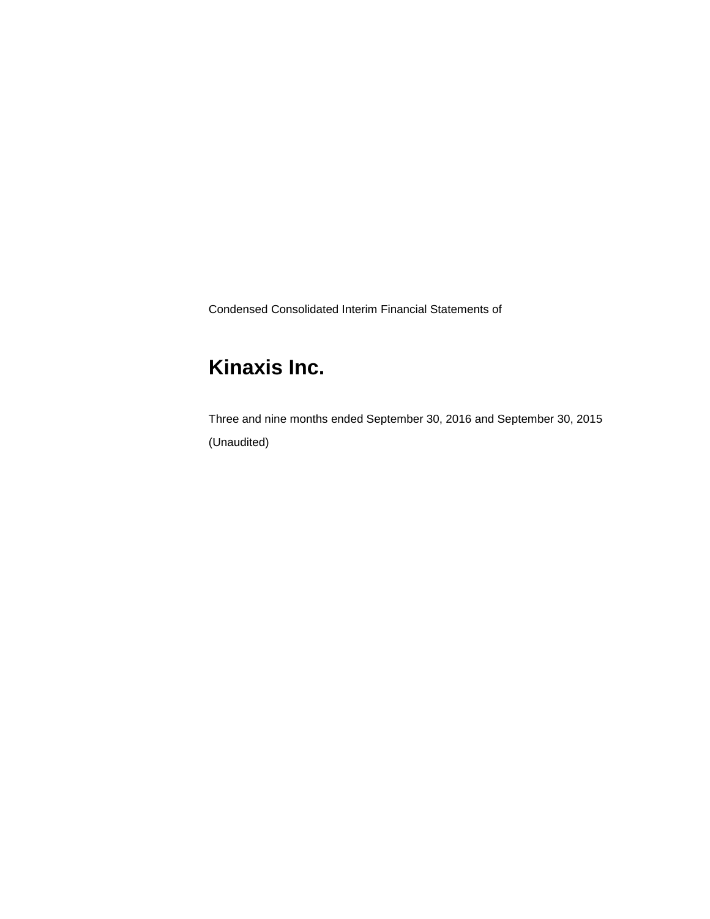Condensed Consolidated Interim Financial Statements of

# Kinaxis Inc.

Three and nine months ended September 30, 2016 and September 30, 2015

(Unaudited)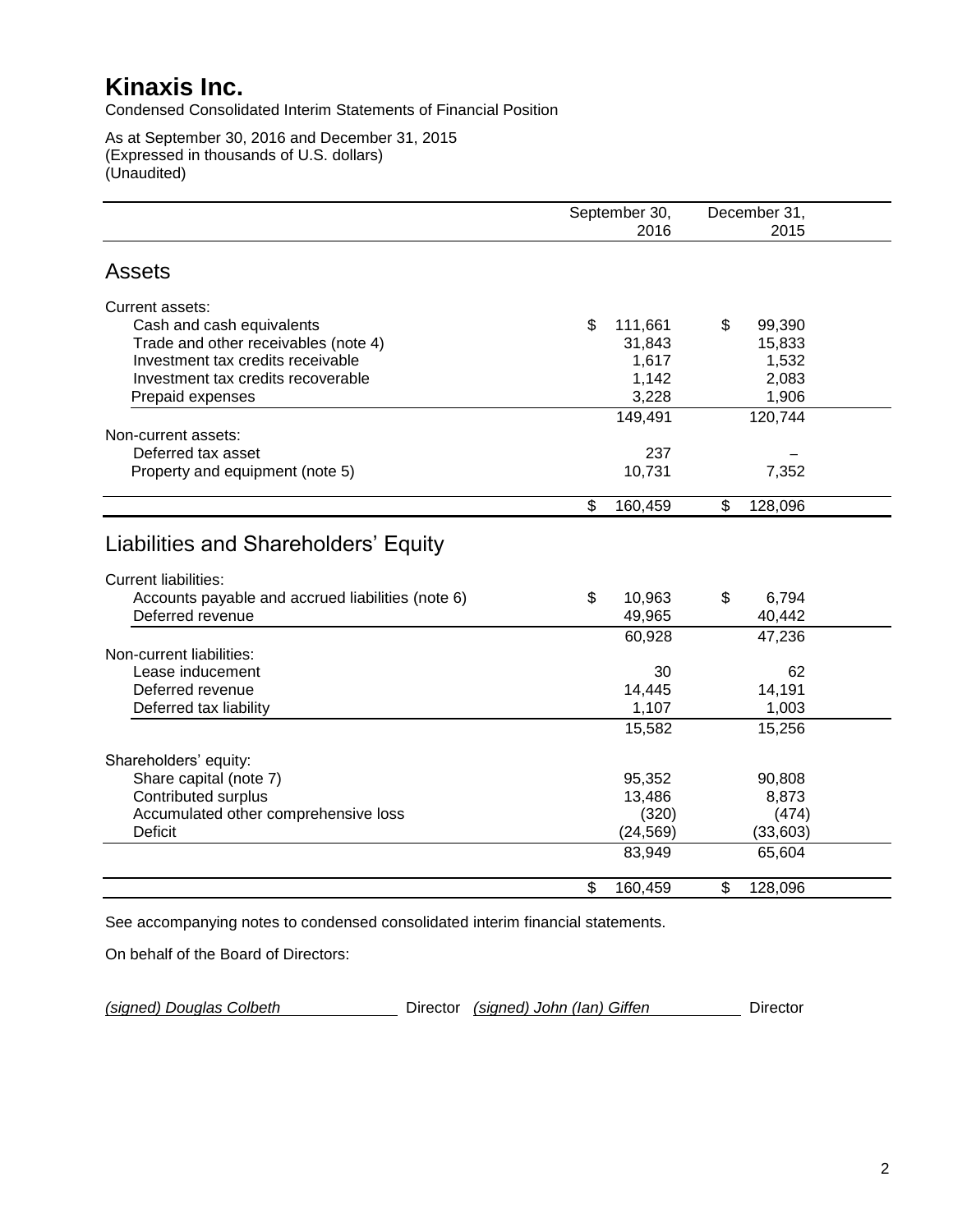# Kinaxis Inc.

Condensed Consolidated Interim Statements of Financial Position

As at September 30, 2016 and December 31, 2015
(Expressed in thousands of U.S. dollars)
(Unaudited)

| | September 30, 2016 | December 31, 2015 |
|---|---|---|
| **Assets** | | |
| Current assets: | | |
| Cash and cash equivalents | $ 111,661 | $ 99,390 |
| Trade and other receivables (note 4) | 31,843 | 15,833 |
| Investment tax credits receivable | 1,617 | 1,532 |
| Investment tax credits recoverable | 1,142 | 2,083 |
| Prepaid expenses | 3,228 | 1,906 |
| | 149,491 | 120,744 |
| Non-current assets: | | |
| Deferred tax asset | 237 | – |
| Property and equipment (note 5) | 10,731 | 7,352 |
| | $ 160,459 | $ 128,096 |
| **Liabilities and Shareholders' Equity** | | |
| Current liabilities: | | |
| Accounts payable and accrued liabilities (note 6) | $ 10,963 | $ 6,794 |
| Deferred revenue | 49,965 | 40,442 |
| | 60,928 | 47,236 |
| Non-current liabilities: | | |
| Lease inducement | 30 | 62 |
| Deferred revenue | 14,445 | 14,191 |
| Deferred tax liability | 1,107 | 1,003 |
| | 15,582 | 15,256 |
| Shareholders' equity: | | |
| Share capital (note 7) | 95,352 | 90,808 |
| Contributed surplus | 13,486 | 8,873 |
| Accumulated other comprehensive loss | (320) | (474) |
| Deficit | (24,569) | (33,603) |
| | 83,949 | 65,604 |
| | $ 160,459 | $ 128,096 |

See accompanying notes to condensed consolidated interim financial statements.

On behalf of the Board of Directors:

*(signed) Douglas Colbeth* Director *(signed) John (Ian) Giffen* Director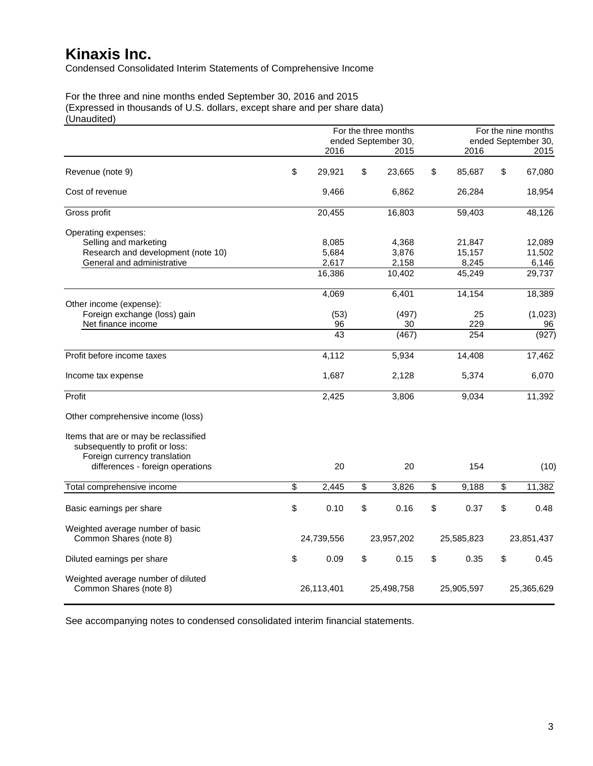# Kinaxis Inc.

Condensed Consolidated Interim Statements of Comprehensive Income

For the three and nine months ended September 30, 2016 and 2015
(Expressed in thousands of U.S. dollars, except share and per share data)
(Unaudited)

| | For the three months ended September 30, 2016 | For the three months ended September 30, 2015 | For the nine months ended September 30, 2016 | For the nine months ended September 30, 2015 |
|---|---|---|---|---|
| Revenue (note 9) | $ 29,921 | $ 23,665 | $ 85,687 | $ 67,080 |
| Cost of revenue | 9,466 | 6,862 | 26,284 | 18,954 |
| Gross profit | 20,455 | 16,803 | 59,403 | 48,126 |
| Operating expenses: | | | | |
| Selling and marketing | 8,085 | 4,368 | 21,847 | 12,089 |
| Research and development (note 10) | 5,684 | 3,876 | 15,157 | 11,502 |
| General and administrative | 2,617 | 2,158 | 8,245 | 6,146 |
| | 16,386 | 10,402 | 45,249 | 29,737 |
| | 4,069 | 6,401 | 14,154 | 18,389 |
| Other income (expense): | | | | |
| Foreign exchange (loss) gain | (53) | (497) | 25 | (1,023) |
| Net finance income | 96 | 30 | 229 | 96 |
| | 43 | (467) | 254 | (927) |
| Profit before income taxes | 4,112 | 5,934 | 14,408 | 17,462 |
| Income tax expense | 1,687 | 2,128 | 5,374 | 6,070 |
| Profit | 2,425 | 3,806 | 9,034 | 11,392 |
| Other comprehensive income (loss) | | | | |
| Items that are or may be reclassified subsequently to profit or loss: | | | | |
| Foreign currency translation differences - foreign operations | 20 | 20 | 154 | (10) |
| Total comprehensive income | $ 2,445 | $ 3,826 | $ 9,188 | $ 11,382 |
| Basic earnings per share | $ 0.10 | $ 0.16 | $ 0.37 | $ 0.48 |
| Weighted average number of basic Common Shares (note 8) | 24,739,556 | 23,957,202 | 25,585,823 | 23,851,437 |
| Diluted earnings per share | $ 0.09 | $ 0.15 | $ 0.35 | $ 0.45 |
| Weighted average number of diluted Common Shares (note 8) | 26,113,401 | 25,498,758 | 25,905,597 | 25,365,629 |

See accompanying notes to condensed consolidated interim financial statements.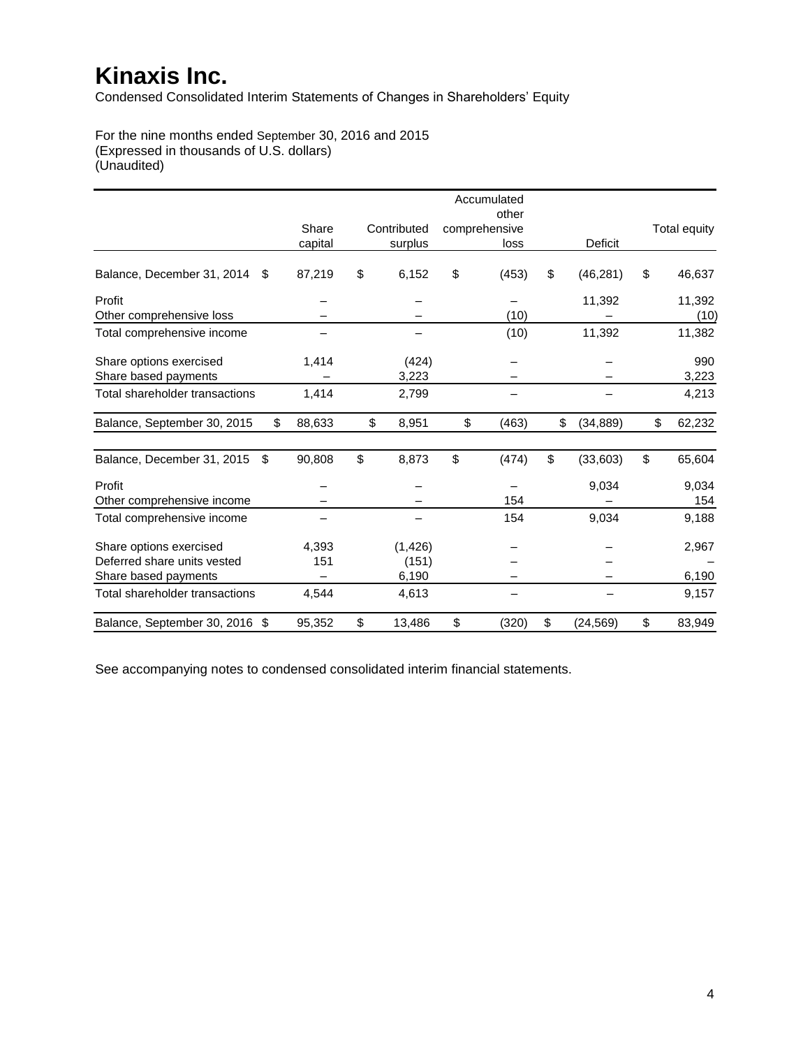# Kinaxis Inc.

Condensed Consolidated Interim Statements of Changes in Shareholders' Equity

For the nine months ended September 30, 2016 and 2015
(Expressed in thousands of U.S. dollars)
(Unaudited)

| | Share capital | Contributed surplus | Accumulated other comprehensive loss | Deficit | Total equity |
|---|---|---|---|---|---|
| Balance, December 31, 2014 | $ 87,219 | $ 6,152 | $ (453) | $ (46,281) | $ 46,637 |
| Profit | – | – | – | 11,392 | 11,392 |
| Other comprehensive loss | – | – | (10) | – | (10) |
| Total comprehensive income | – | – | (10) | 11,392 | 11,382 |
| Share options exercised | 1,414 | (424) | – | – | 990 |
| Share based payments | – | 3,223 | – | – | 3,223 |
| Total shareholder transactions | 1,414 | 2,799 | – | – | 4,213 |
| Balance, September 30, 2015 | $ 88,633 | $ 8,951 | $ (463) | $ (34,889) | $ 62,232 |
| | | | | | |
| Balance, December 31, 2015 | $ 90,808 | $ 8,873 | $ (474) | $ (33,603) | $ 65,604 |
| Profit | – | – | – | 9,034 | 9,034 |
| Other comprehensive income | – | – | 154 | – | 154 |
| Total comprehensive income | – | – | 154 | 9,034 | 9,188 |
| Share options exercised | 4,393 | (1,426) | – | – | 2,967 |
| Deferred share units vested | 151 | (151) | – | – | – |
| Share based payments | – | 6,190 | – | – | 6,190 |
| Total shareholder transactions | 4,544 | 4,613 | – | – | 9,157 |
| Balance, September 30, 2016 | $ 95,352 | $ 13,486 | $ (320) | $ (24,569) | $ 83,949 |

See accompanying notes to condensed consolidated interim financial statements.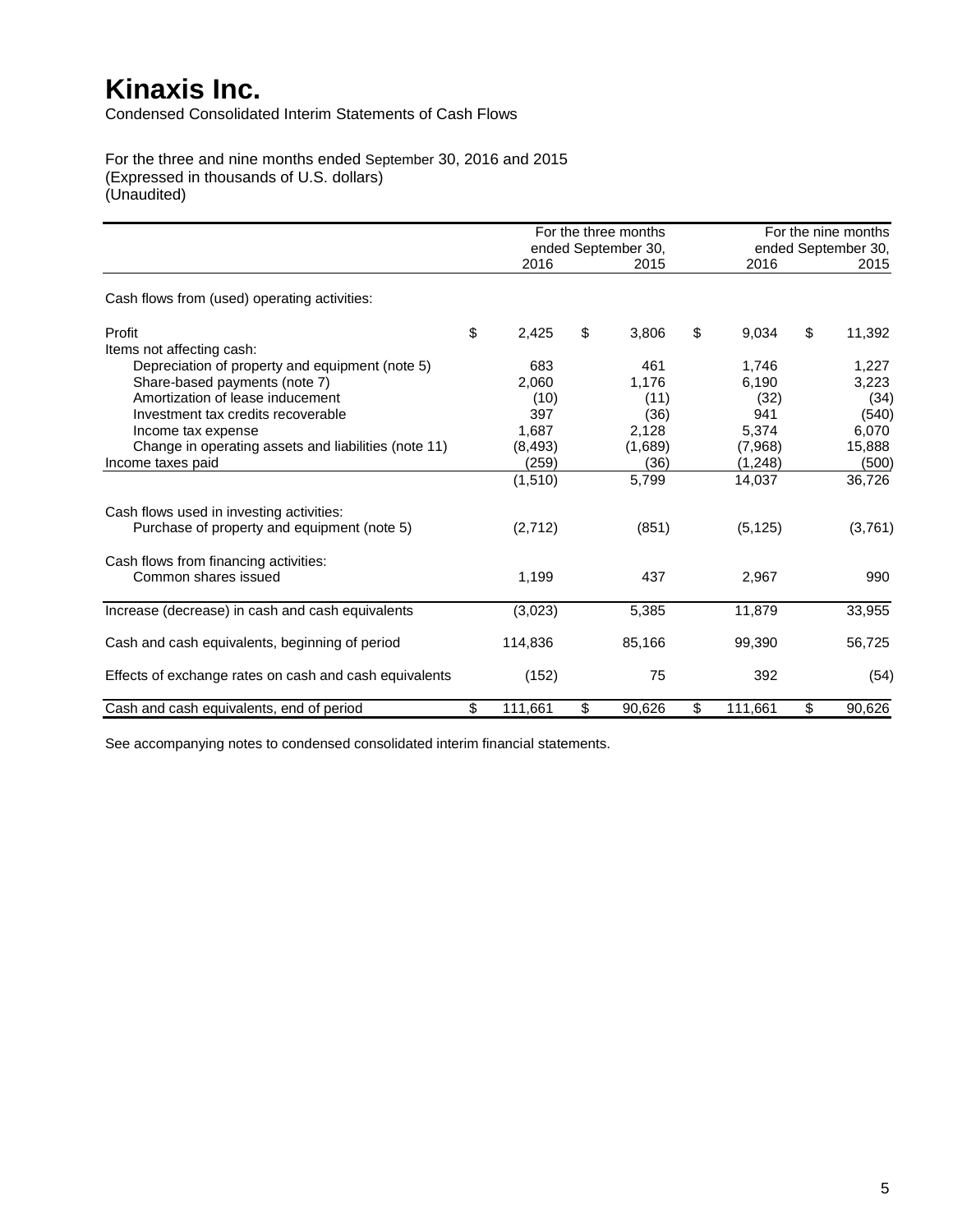# Kinaxis Inc.

Condensed Consolidated Interim Statements of Cash Flows

For the three and nine months ended September 30, 2016 and 2015
(Expressed in thousands of U.S. dollars)
(Unaudited)

| | For the three months ended September 30, | | For the nine months ended September 30, | |
|---|---|---|---|---|
| | 2016 | 2015 | 2016 | 2015 |
| Cash flows from (used) operating activities: | | | | |
| Profit | $ 2,425 | $ 3,806 | $ 9,034 | $ 11,392 |
| Items not affecting cash: | | | | |
| Depreciation of property and equipment (note 5) | 683 | 461 | 1,746 | 1,227 |
| Share-based payments (note 7) | 2,060 | 1,176 | 6,190 | 3,223 |
| Amortization of lease inducement | (10) | (11) | (32) | (34) |
| Investment tax credits recoverable | 397 | (36) | 941 | (540) |
| Income tax expense | 1,687 | 2,128 | 5,374 | 6,070 |
| Change in operating assets and liabilities (note 11) | (8,493) | (1,689) | (7,968) | 15,888 |
| Income taxes paid | (259) | (36) | (1,248) | (500) |
| | (1,510) | 5,799 | 14,037 | 36,726 |
| Cash flows used in investing activities: | | | | |
| Purchase of property and equipment (note 5) | (2,712) | (851) | (5,125) | (3,761) |
| Cash flows from financing activities: | | | | |
| Common shares issued | 1,199 | 437 | 2,967 | 990 |
| Increase (decrease) in cash and cash equivalents | (3,023) | 5,385 | 11,879 | 33,955 |
| Cash and cash equivalents, beginning of period | 114,836 | 85,166 | 99,390 | 56,725 |
| Effects of exchange rates on cash and cash equivalents | (152) | 75 | 392 | (54) |
| Cash and cash equivalents, end of period | $ 111,661 | $ 90,626 | $ 111,661 | $ 90,626 |

See accompanying notes to condensed consolidated interim financial statements.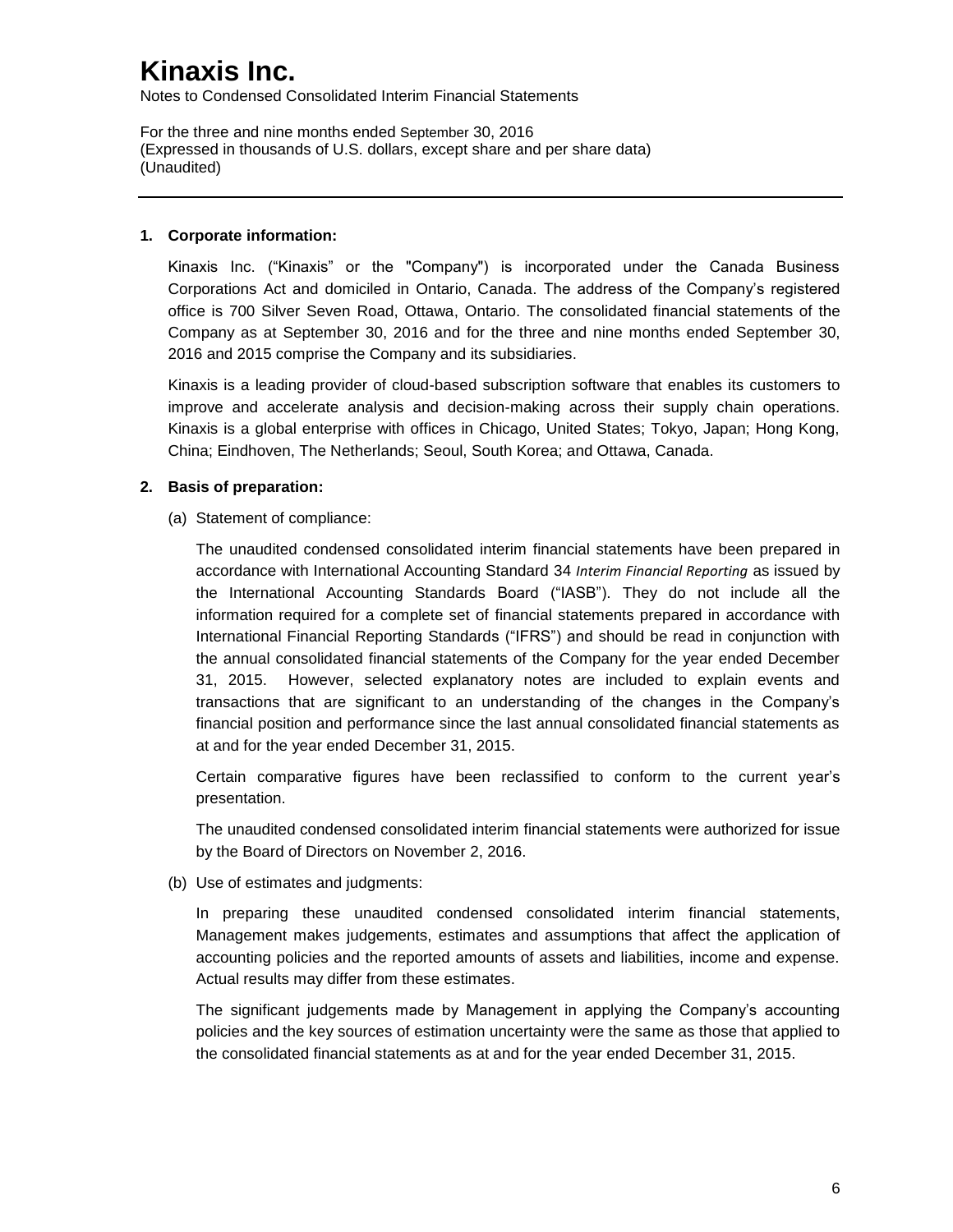# Kinaxis Inc.

Notes to Condensed Consolidated Interim Financial Statements

For the three and nine months ended September 30, 2016
(Expressed in thousands of U.S. dollars, except share and per share data)
(Unaudited)

---

**1. Corporate information:**

Kinaxis Inc. ("Kinaxis" or the "Company") is incorporated under the Canada Business Corporations Act and domiciled in Ontario, Canada. The address of the Company's registered office is 700 Silver Seven Road, Ottawa, Ontario. The consolidated financial statements of the Company as at September 30, 2016 and for the three and nine months ended September 30, 2016 and 2015 comprise the Company and its subsidiaries.

Kinaxis is a leading provider of cloud-based subscription software that enables its customers to improve and accelerate analysis and decision-making across their supply chain operations. Kinaxis is a global enterprise with offices in Chicago, United States; Tokyo, Japan; Hong Kong, China; Eindhoven, The Netherlands; Seoul, South Korea; and Ottawa, Canada.

**2. Basis of preparation:**

(a) Statement of compliance:

The unaudited condensed consolidated interim financial statements have been prepared in accordance with International Accounting Standard 34 *Interim Financial Reporting* as issued by the International Accounting Standards Board ("IASB"). They do not include all the information required for a complete set of financial statements prepared in accordance with International Financial Reporting Standards ("IFRS") and should be read in conjunction with the annual consolidated financial statements of the Company for the year ended December 31, 2015. However, selected explanatory notes are included to explain events and transactions that are significant to an understanding of the changes in the Company's financial position and performance since the last annual consolidated financial statements as at and for the year ended December 31, 2015.

Certain comparative figures have been reclassified to conform to the current year's presentation.

The unaudited condensed consolidated interim financial statements were authorized for issue by the Board of Directors on November 2, 2016.

(b) Use of estimates and judgments:

In preparing these unaudited condensed consolidated interim financial statements, Management makes judgements, estimates and assumptions that affect the application of accounting policies and the reported amounts of assets and liabilities, income and expense. Actual results may differ from these estimates.

The significant judgements made by Management in applying the Company's accounting policies and the key sources of estimation uncertainty were the same as those that applied to the consolidated financial statements as at and for the year ended December 31, 2015.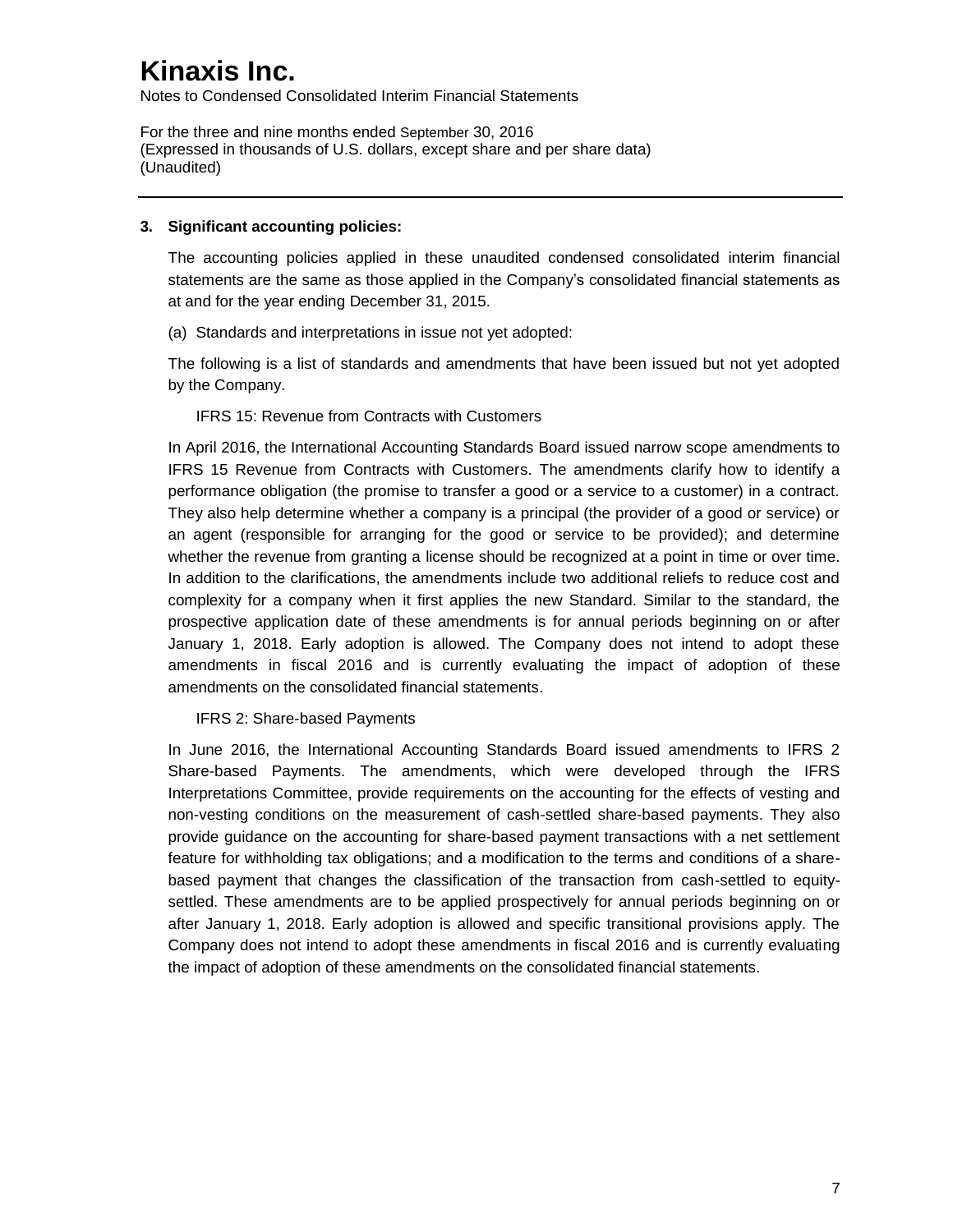# Kinaxis Inc.

Notes to Condensed Consolidated Interim Financial Statements

For the three and nine months ended September 30, 2016
(Expressed in thousands of U.S. dollars, except share and per share data)
(Unaudited)

---

**3. Significant accounting policies:**

The accounting policies applied in these unaudited condensed consolidated interim financial statements are the same as those applied in the Company's consolidated financial statements as at and for the year ending December 31, 2015.

(a) Standards and interpretations in issue not yet adopted:

The following is a list of standards and amendments that have been issued but not yet adopted by the Company.

IFRS 15: Revenue from Contracts with Customers

In April 2016, the International Accounting Standards Board issued narrow scope amendments to IFRS 15 Revenue from Contracts with Customers. The amendments clarify how to identify a performance obligation (the promise to transfer a good or a service to a customer) in a contract. They also help determine whether a company is a principal (the provider of a good or service) or an agent (responsible for arranging for the good or service to be provided); and determine whether the revenue from granting a license should be recognized at a point in time or over time. In addition to the clarifications, the amendments include two additional reliefs to reduce cost and complexity for a company when it first applies the new Standard. Similar to the standard, the prospective application date of these amendments is for annual periods beginning on or after January 1, 2018. Early adoption is allowed. The Company does not intend to adopt these amendments in fiscal 2016 and is currently evaluating the impact of adoption of these amendments on the consolidated financial statements.

IFRS 2: Share-based Payments

In June 2016, the International Accounting Standards Board issued amendments to IFRS 2 Share-based Payments. The amendments, which were developed through the IFRS Interpretations Committee, provide requirements on the accounting for the effects of vesting and non-vesting conditions on the measurement of cash-settled share-based payments. They also provide guidance on the accounting for share-based payment transactions with a net settlement feature for withholding tax obligations; and a modification to the terms and conditions of a share-based payment that changes the classification of the transaction from cash-settled to equity-settled. These amendments are to be applied prospectively for annual periods beginning on or after January 1, 2018. Early adoption is allowed and specific transitional provisions apply. The Company does not intend to adopt these amendments in fiscal 2016 and is currently evaluating the impact of adoption of these amendments on the consolidated financial statements.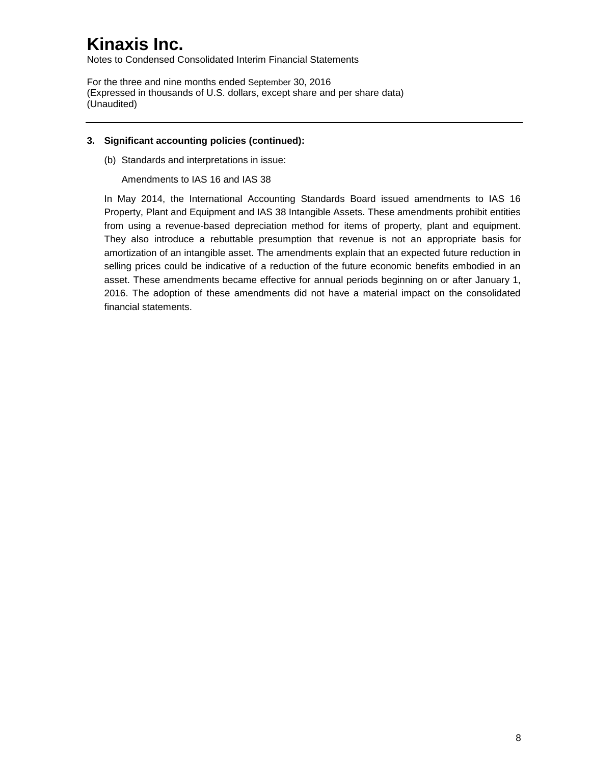# Kinaxis Inc.

Notes to Condensed Consolidated Interim Financial Statements

For the three and nine months ended September 30, 2016
(Expressed in thousands of U.S. dollars, except share and per share data)
(Unaudited)

---

**3. Significant accounting policies (continued):**

(b) Standards and interpretations in issue:

Amendments to IAS 16 and IAS 38

In May 2014, the International Accounting Standards Board issued amendments to IAS 16 Property, Plant and Equipment and IAS 38 Intangible Assets. These amendments prohibit entities from using a revenue-based depreciation method for items of property, plant and equipment. They also introduce a rebuttable presumption that revenue is not an appropriate basis for amortization of an intangible asset. The amendments explain that an expected future reduction in selling prices could be indicative of a reduction of the future economic benefits embodied in an asset. These amendments became effective for annual periods beginning on or after January 1, 2016. The adoption of these amendments did not have a material impact on the consolidated financial statements.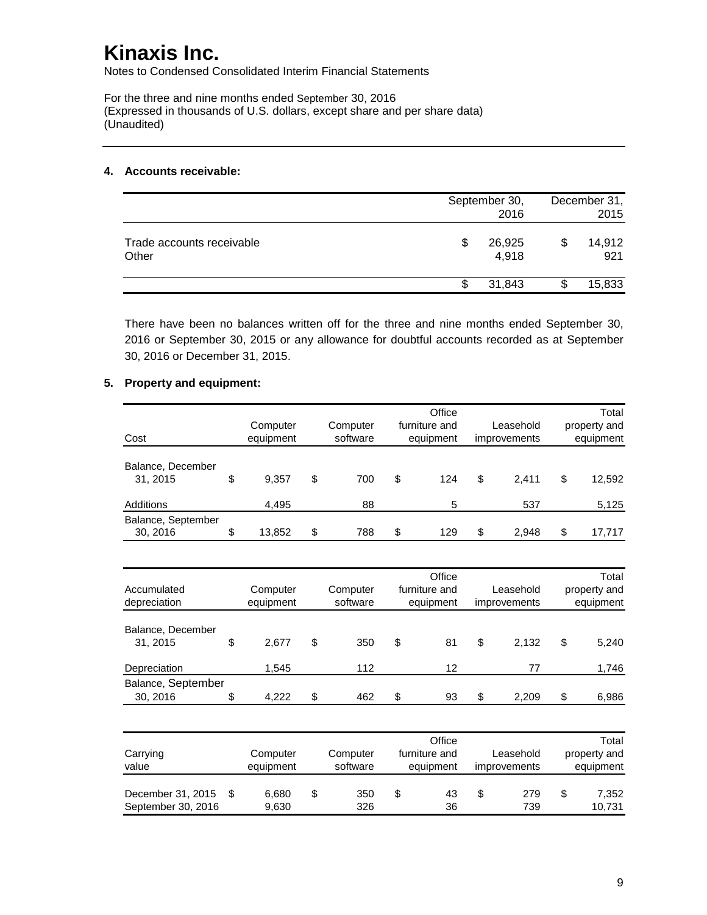# Kinaxis Inc.

Notes to Condensed Consolidated Interim Financial Statements

For the three and nine months ended September 30, 2016
(Expressed in thousands of U.S. dollars, except share and per share data)
(Unaudited)

---

**4. Accounts receivable:**

| | September 30, 2016 | December 31, 2015 |
|---|---|---|
| Trade accounts receivable | $ 26,925 | $ 14,912 |
| Other | 4,918 | 921 |
| | $ 31,843 | $ 15,833 |

There have been no balances written off for the three and nine months ended September 30, 2016 or September 30, 2015 or any allowance for doubtful accounts recorded as at September 30, 2016 or December 31, 2015.

**5. Property and equipment:**

| Cost | Computer equipment | Computer software | Office furniture and equipment | Leasehold improvements | Total property and equipment |
|---|---|---|---|---|---|
| Balance, December 31, 2015 | $ 9,357 | $ 700 | $ 124 | $ 2,411 | $ 12,592 |
| Additions | 4,495 | 88 | 5 | 537 | 5,125 |
| Balance, September 30, 2016 | $ 13,852 | $ 788 | $ 129 | $ 2,948 | $ 17,717 |

| Accumulated depreciation | Computer equipment | Computer software | Office furniture and equipment | Leasehold improvements | Total property and equipment |
|---|---|---|---|---|---|
| Balance, December 31, 2015 | $ 2,677 | $ 350 | $ 81 | $ 2,132 | $ 5,240 |
| Depreciation | 1,545 | 112 | 12 | 77 | 1,746 |
| Balance, September 30, 2016 | $ 4,222 | $ 462 | $ 93 | $ 2,209 | $ 6,986 |

| Carrying value | Computer equipment | Computer software | Office furniture and equipment | Leasehold improvements | Total property and equipment |
|---|---|---|---|---|---|
| December 31, 2015 | $ 6,680 | $ 350 | $ 43 | $ 279 | $ 7,352 |
| September 30, 2016 | 9,630 | 326 | 36 | 739 | 10,731 |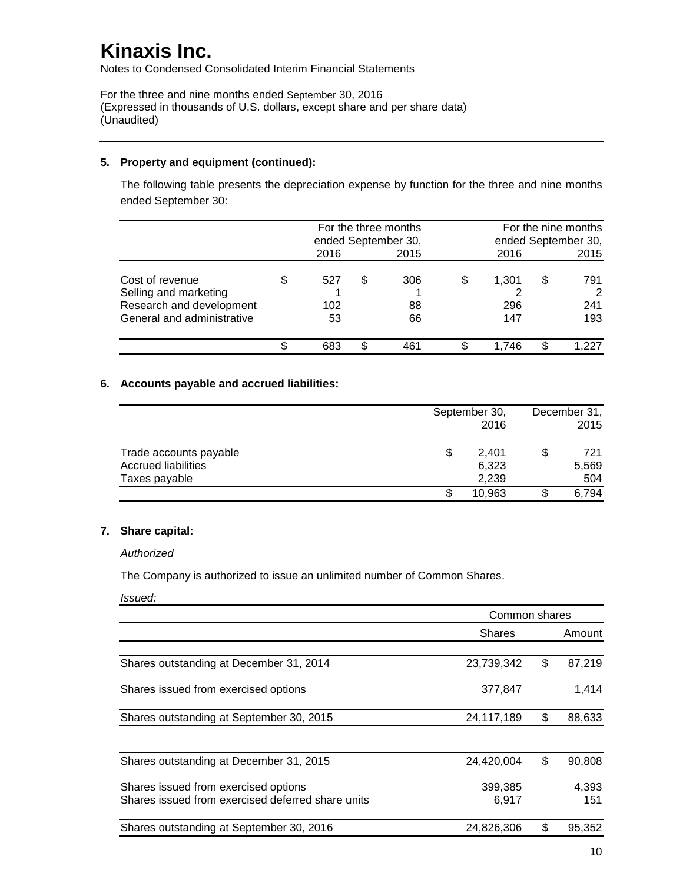# Kinaxis Inc.

Notes to Condensed Consolidated Interim Financial Statements

For the three and nine months ended September 30, 2016
(Expressed in thousands of U.S. dollars, except share and per share data)
(Unaudited)

---

**5. Property and equipment (continued):**

The following table presents the depreciation expense by function for the three and nine months ended September 30:

| | For the three months ended September 30, | | For the nine months ended September 30, | |
|---|---|---|---|---|
| | 2016 | 2015 | 2016 | 2015 |
| Cost of revenue | $ 527 | $ 306 | $ 1,301 | $ 791 |
| Selling and marketing | 1 | 1 | 2 | 2 |
| Research and development | 102 | 88 | 296 | 241 |
| General and administrative | 53 | 66 | 147 | 193 |
| | $ 683 | $ 461 | $ 1,746 | $ 1,227 |

**6. Accounts payable and accrued liabilities:**

| | September 30, 2016 | December 31, 2015 |
|---|---|---|
| Trade accounts payable | $ 2,401 | $ 721 |
| Accrued liabilities | 6,323 | 5,569 |
| Taxes payable | 2,239 | 504 |
| | $ 10,963 | $ 6,794 |

**7. Share capital:**

*Authorized*

The Company is authorized to issue an unlimited number of Common Shares.

*Issued:*

| | Common shares | |
|---|---|---|
| | Shares | Amount |
| Shares outstanding at December 31, 2014 | 23,739,342 | $ 87,219 |
| Shares issued from exercised options | 377,847 | 1,414 |
| Shares outstanding at September 30, 2015 | 24,117,189 | $ 88,633 |
| | | |
| Shares outstanding at December 31, 2015 | 24,420,004 | $ 90,808 |
| Shares issued from exercised options | 399,385 | 4,393 |
| Shares issued from exercised deferred share units | 6,917 | 151 |
| Shares outstanding at September 30, 2016 | 24,826,306 | $ 95,352 |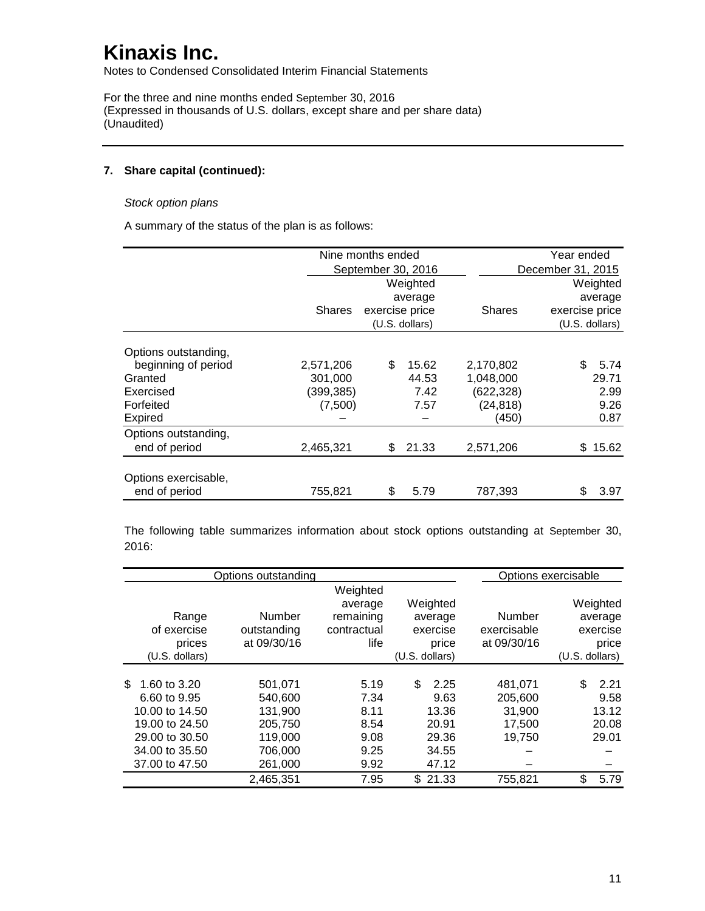# Kinaxis Inc.

Notes to Condensed Consolidated Interim Financial Statements

For the three and nine months ended September 30, 2016
(Expressed in thousands of U.S. dollars, except share and per share data)
(Unaudited)

## 7. Share capital (continued):

*Stock option plans*

A summary of the status of the plan is as follows:

| | Nine months ended September 30, 2016 | | Year ended December 31, 2015 | |
|---|---|---|---|---|
| | Shares | Weighted average exercise price (U.S. dollars) | Shares | Weighted average exercise price (U.S. dollars) |
| Options outstanding, beginning of period | 2,571,206 | $ 15.62 | 2,170,802 | $ 5.74 |
| Granted | 301,000 | 44.53 | 1,048,000 | 29.71 |
| Exercised | (399,385) | 7.42 | (622,328) | 2.99 |
| Forfeited | (7,500) | 7.57 | (24,818) | 9.26 |
| Expired | – | – | (450) | 0.87 |
| Options outstanding, end of period | 2,465,321 | $ 21.33 | 2,571,206 | $ 15.62 |
| Options exercisable, end of period | 755,821 | $ 5.79 | 787,393 | $ 3.97 |

The following table summarizes information about stock options outstanding at September 30, 2016:

| Options outstanding | | | | Options exercisable | |
|---|---|---|---|---|---|
| Range of exercise prices (U.S. dollars) | Number outstanding at 09/30/16 | Weighted average remaining contractual life | Weighted average exercise price (U.S. dollars) | Number exercisable at 09/30/16 | Weighted average exercise price (U.S. dollars) |
| $ 1.60 to 3.20 | 501,071 | 5.19 | $ 2.25 | 481,071 | $ 2.21 |
| 6.60 to 9.95 | 540,600 | 7.34 | 9.63 | 205,600 | 9.58 |
| 10.00 to 14.50 | 131,900 | 8.11 | 13.36 | 31,900 | 13.12 |
| 19.00 to 24.50 | 205,750 | 8.54 | 20.91 | 17,500 | 20.08 |
| 29.00 to 30.50 | 119,000 | 9.08 | 29.36 | 19,750 | 29.01 |
| 34.00 to 35.50 | 706,000 | 9.25 | 34.55 | – | – |
| 37.00 to 47.50 | 261,000 | 9.92 | 47.12 | – | – |
| | 2,465,351 | 7.95 | $ 21.33 | 755,821 | $ 5.79 |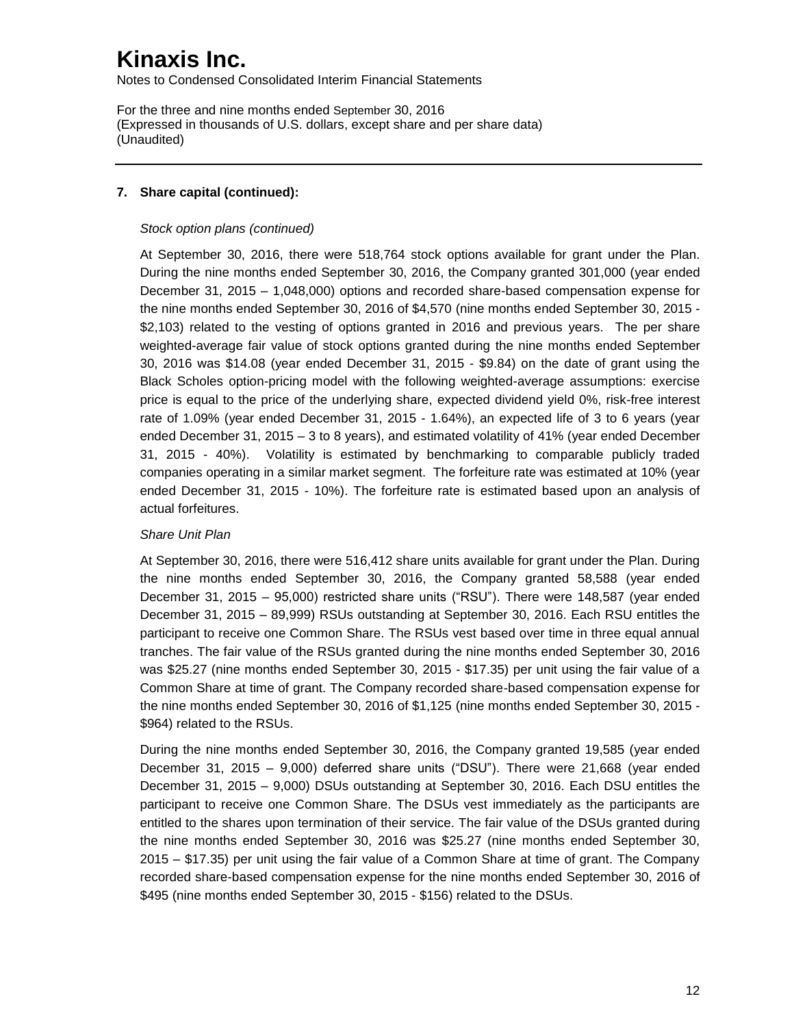# Kinaxis Inc.

Notes to Condensed Consolidated Interim Financial Statements

For the three and nine months ended September 30, 2016
(Expressed in thousands of U.S. dollars, except share and per share data)
(Unaudited)

---

### 7. Share capital (continued):

*Stock option plans (continued)*

At September 30, 2016, there were 518,764 stock options available for grant under the Plan. During the nine months ended September 30, 2016, the Company granted 301,000 (year ended December 31, 2015 – 1,048,000) options and recorded share-based compensation expense for the nine months ended September 30, 2016 of $4,570 (nine months ended September 30, 2015 - $2,103) related to the vesting of options granted in 2016 and previous years. The per share weighted-average fair value of stock options granted during the nine months ended September 30, 2016 was $14.08 (year ended December 31, 2015 - $9.84) on the date of grant using the Black Scholes option-pricing model with the following weighted-average assumptions: exercise price is equal to the price of the underlying share, expected dividend yield 0%, risk-free interest rate of 1.09% (year ended December 31, 2015 - 1.64%), an expected life of 3 to 6 years (year ended December 31, 2015 – 3 to 8 years), and estimated volatility of 41% (year ended December 31, 2015 - 40%). Volatility is estimated by benchmarking to comparable publicly traded companies operating in a similar market segment. The forfeiture rate was estimated at 10% (year ended December 31, 2015 - 10%). The forfeiture rate is estimated based upon an analysis of actual forfeitures.

*Share Unit Plan*

At September 30, 2016, there were 516,412 share units available for grant under the Plan. During the nine months ended September 30, 2016, the Company granted 58,588 (year ended December 31, 2015 – 95,000) restricted share units ("RSU"). There were 148,587 (year ended December 31, 2015 – 89,999) RSUs outstanding at September 30, 2016. Each RSU entitles the participant to receive one Common Share. The RSUs vest based over time in three equal annual tranches. The fair value of the RSUs granted during the nine months ended September 30, 2016 was $25.27 (nine months ended September 30, 2015 - $17.35) per unit using the fair value of a Common Share at time of grant. The Company recorded share-based compensation expense for the nine months ended September 30, 2016 of $1,125 (nine months ended September 30, 2015 - $964) related to the RSUs.

During the nine months ended September 30, 2016, the Company granted 19,585 (year ended December 31, 2015 – 9,000) deferred share units ("DSU"). There were 21,668 (year ended December 31, 2015 – 9,000) DSUs outstanding at September 30, 2016. Each DSU entitles the participant to receive one Common Share. The DSUs vest immediately as the participants are entitled to the shares upon termination of their service. The fair value of the DSUs granted during the nine months ended September 30, 2016 was $25.27 (nine months ended September 30, 2015 – $17.35) per unit using the fair value of a Common Share at time of grant. The Company recorded share-based compensation expense for the nine months ended September 30, 2016 of $495 (nine months ended September 30, 2015 - $156) related to the DSUs.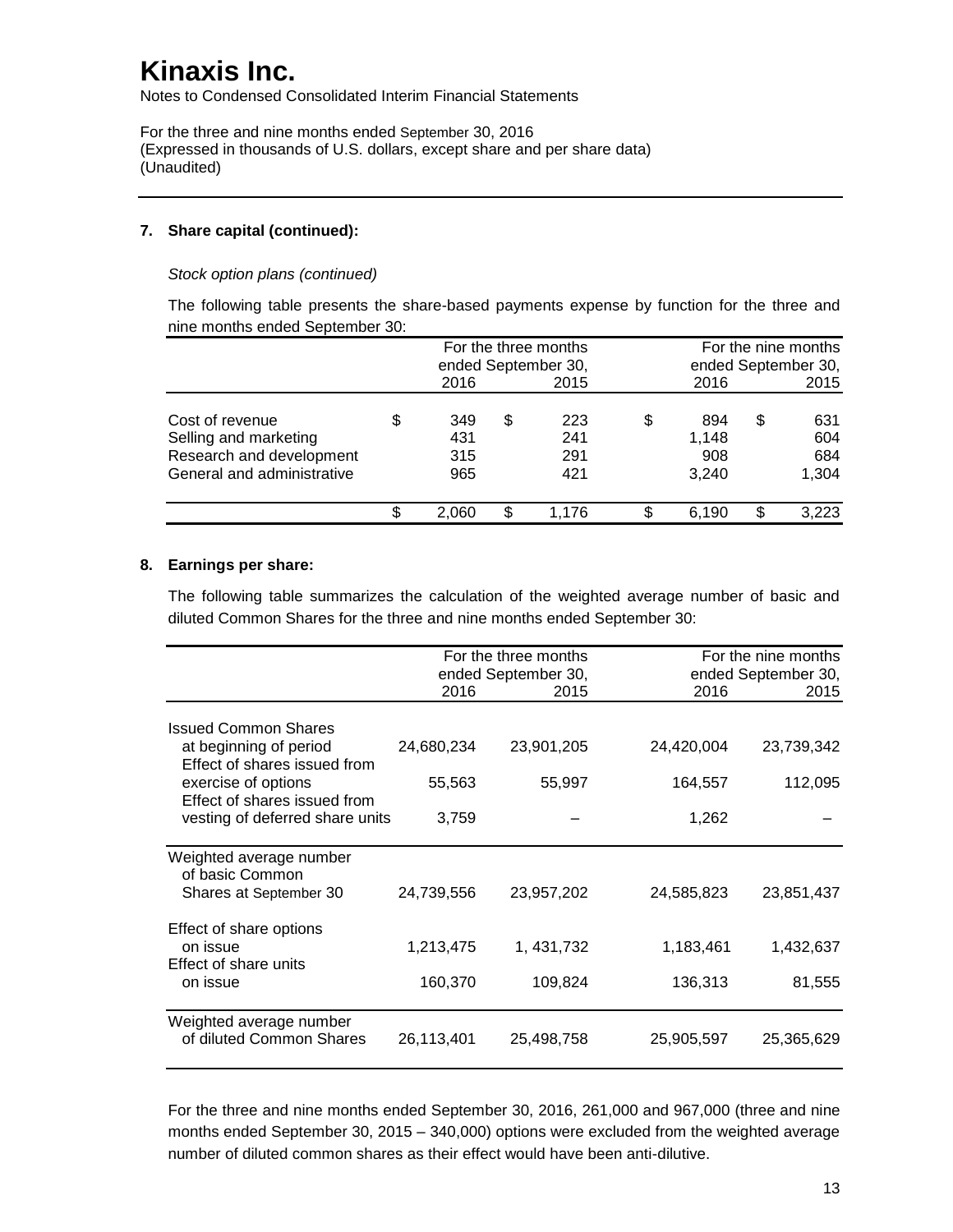# Kinaxis Inc.

Notes to Condensed Consolidated Interim Financial Statements

For the three and nine months ended September 30, 2016
(Expressed in thousands of U.S. dollars, except share and per share data)
(Unaudited)

---

**7. Share capital (continued):**

*Stock option plans (continued)*

The following table presents the share-based payments expense by function for the three and nine months ended September 30:

| | For the three months ended September 30, | | For the nine months ended September 30, | |
|---|---|---|---|---|
| | 2016 | 2015 | 2016 | 2015 |
| Cost of revenue | $ 349 | $ 223 | $ 894 | $ 631 |
| Selling and marketing | 431 | 241 | 1,148 | 604 |
| Research and development | 315 | 291 | 908 | 684 |
| General and administrative | 965 | 421 | 3,240 | 1,304 |
| | $ 2,060 | $ 1,176 | $ 6,190 | $ 3,223 |

**8. Earnings per share:**

The following table summarizes the calculation of the weighted average number of basic and diluted Common Shares for the three and nine months ended September 30:

| | For the three months ended September 30, | | For the nine months ended September 30, | |
|---|---|---|---|---|
| | 2016 | 2015 | 2016 | 2015 |
| Issued Common Shares at beginning of period | 24,680,234 | 23,901,205 | 24,420,004 | 23,739,342 |
| Effect of shares issued from exercise of options | 55,563 | 55,997 | 164,557 | 112,095 |
| Effect of shares issued from vesting of deferred share units | 3,759 | – | 1,262 | – |
| Weighted average number of basic Common Shares at September 30 | 24,739,556 | 23,957,202 | 24,585,823 | 23,851,437 |
| Effect of share options on issue | 1,213,475 | 1, 431,732 | 1,183,461 | 1,432,637 |
| Effect of share units on issue | 160,370 | 109,824 | 136,313 | 81,555 |
| Weighted average number of diluted Common Shares | 26,113,401 | 25,498,758 | 25,905,597 | 25,365,629 |

For the three and nine months ended September 30, 2016, 261,000 and 967,000 (three and nine months ended September 30, 2015 – 340,000) options were excluded from the weighted average number of diluted common shares as their effect would have been anti-dilutive.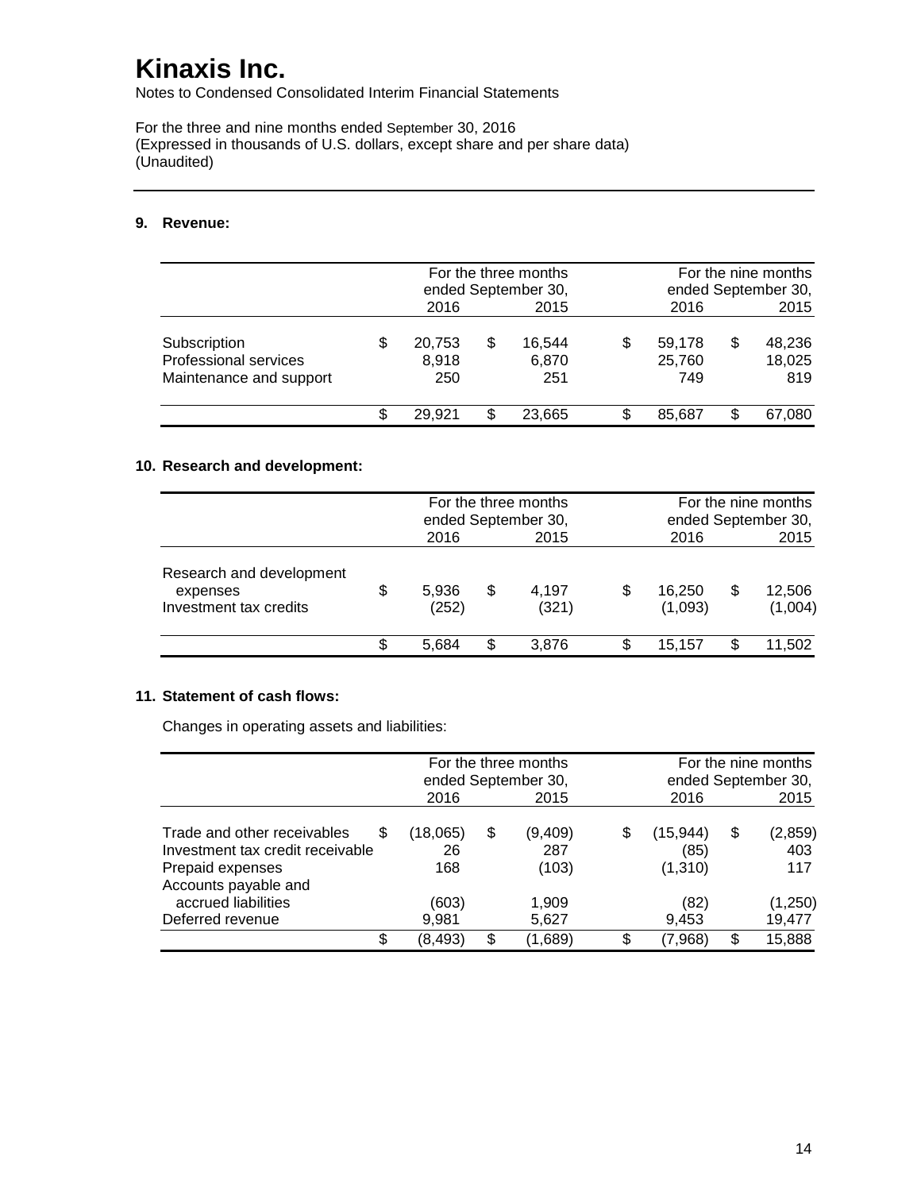# Kinaxis Inc.

Notes to Condensed Consolidated Interim Financial Statements

For the three and nine months ended September 30, 2016
(Expressed in thousands of U.S. dollars, except share and per share data)
(Unaudited)

## 9. Revenue:

| | For the three months ended September 30, 2016 | For the three months ended September 30, 2015 | For the nine months ended September 30, 2016 | For the nine months ended September 30, 2015 |
|---|---|---|---|---|
| Subscription | $ 20,753 | $ 16,544 | $ 59,178 | $ 48,236 |
| Professional services | 8,918 | 6,870 | 25,760 | 18,025 |
| Maintenance and support | 250 | 251 | 749 | 819 |
| | $ 29,921 | $ 23,665 | $ 85,687 | $ 67,080 |

## 10. Research and development:

| | For the three months ended September 30, 2016 | For the three months ended September 30, 2015 | For the nine months ended September 30, 2016 | For the nine months ended September 30, 2015 |
|---|---|---|---|---|
| Research and development expenses | $ 5,936 | $ 4,197 | $ 16,250 | $ 12,506 |
| Investment tax credits | (252) | (321) | (1,093) | (1,004) |
| | $ 5,684 | $ 3,876 | $ 15,157 | $ 11,502 |

## 11. Statement of cash flows:

Changes in operating assets and liabilities:

| | For the three months ended September 30, 2016 | For the three months ended September 30, 2015 | For the nine months ended September 30, 2016 | For the nine months ended September 30, 2015 |
|---|---|---|---|---|
| Trade and other receivables | $ (18,065) | $ (9,409) | $ (15,944) | $ (2,859) |
| Investment tax credit receivable | 26 | 287 | (85) | 403 |
| Prepaid expenses | 168 | (103) | (1,310) | 117 |
| Accounts payable and accrued liabilities | (603) | 1,909 | (82) | (1,250) |
| Deferred revenue | 9,981 | 5,627 | 9,453 | 19,477 |
| | $ (8,493) | $ (1,689) | $ (7,968) | $ 15,888 |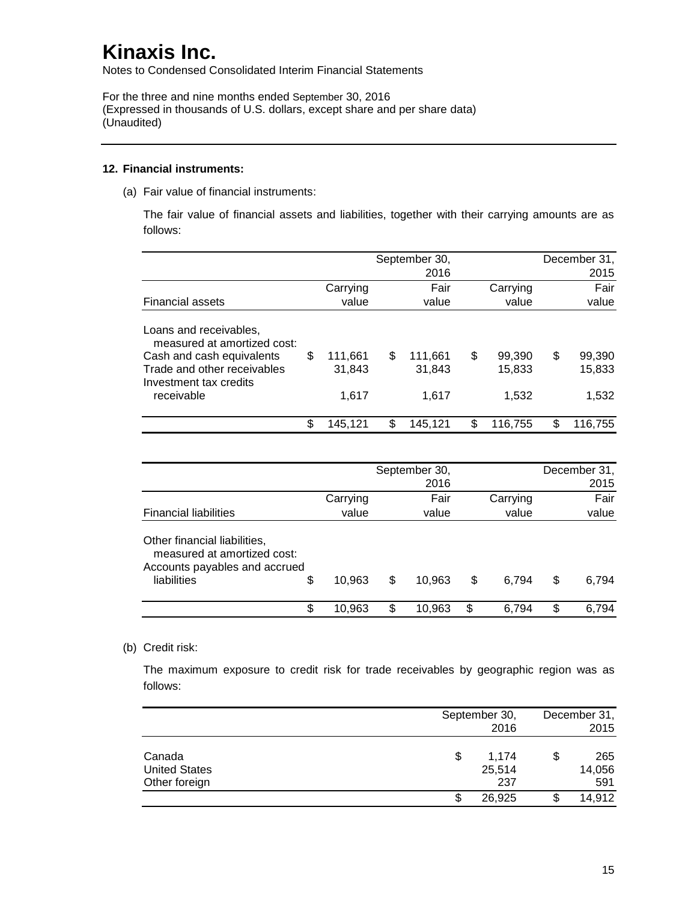# Kinaxis Inc.

Notes to Condensed Consolidated Interim Financial Statements

For the three and nine months ended September 30, 2016
(Expressed in thousands of U.S. dollars, except share and per share data)
(Unaudited)

---

**12. Financial instruments:**

(a) Fair value of financial instruments:

The fair value of financial assets and liabilities, together with their carrying amounts are as follows:

| | September 30, 2016 | | December 31, 2015 | |
|---|---|---|---|---|
| Financial assets | Carrying value | Fair value | Carrying value | Fair value |
| Loans and receivables, measured at amortized cost: | | | | |
| Cash and cash equivalents | $ 111,661 | $ 111,661 | $ 99,390 | $ 99,390 |
| Trade and other receivables | 31,843 | 31,843 | 15,833 | 15,833 |
| Investment tax credits receivable | 1,617 | 1,617 | 1,532 | 1,532 |
| | $ 145,121 | $ 145,121 | $ 116,755 | $ 116,755 |

| | September 30, 2016 | | December 31, 2015 | |
|---|---|---|---|---|
| Financial liabilities | Carrying value | Fair value | Carrying value | Fair value |
| Other financial liabilities, measured at amortized cost: | | | | |
| Accounts payables and accrued liabilities | $ 10,963 | $ 10,963 | $ 6,794 | $ 6,794 |
| | $ 10,963 | $ 10,963 | $ 6,794 | $ 6,794 |

(b) Credit risk:

The maximum exposure to credit risk for trade receivables by geographic region was as follows:

| | September 30, 2016 | December 31, 2015 |
|---|---|---|
| Canada | $ 1,174 | $ 265 |
| United States | 25,514 | 14,056 |
| Other foreign | 237 | 591 |
| | $ 26,925 | $ 14,912 |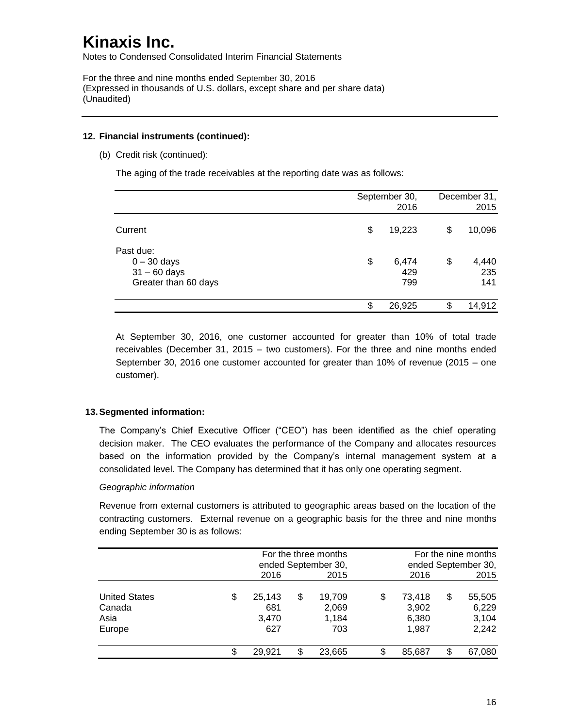**12. Financial instruments (continued):**

(b) Credit risk (continued):

The aging of the trade receivables at the reporting date was as follows:

| | September 30, 2016 | December 31, 2015 |
|---|---|---|
| Current | $ 19,223 | $ 10,096 |
| Past due: | | |
| 0 – 30 days | $ 6,474 | $ 4,440 |
| 31 – 60 days | 429 | 235 |
| Greater than 60 days | 799 | 141 |
| | $ 26,925 | $ 14,912 |

At September 30, 2016, one customer accounted for greater than 10% of total trade receivables (December 31, 2015 – two customers). For the three and nine months ended September 30, 2016 one customer accounted for greater than 10% of revenue (2015 – one customer).

**13. Segmented information:**

The Company's Chief Executive Officer ("CEO") has been identified as the chief operating decision maker. The CEO evaluates the performance of the Company and allocates resources based on the information provided by the Company's internal management system at a consolidated level. The Company has determined that it has only one operating segment.

*Geographic information*

Revenue from external customers is attributed to geographic areas based on the location of the contracting customers. External revenue on a geographic basis for the three and nine months ending September 30 is as follows:

| | For the three months ended September 30, | | For the nine months ended September 30, | |
|---|---|---|---|---|
| | 2016 | 2015 | 2016 | 2015 |
| United States | $ 25,143 | $ 19,709 | $ 73,418 | $ 55,505 |
| Canada | 681 | 2,069 | 3,902 | 6,229 |
| Asia | 3,470 | 1,184 | 6,380 | 3,104 |
| Europe | 627 | 703 | 1,987 | 2,242 |
| | $ 29,921 | $ 23,665 | $ 85,687 | $ 67,080 |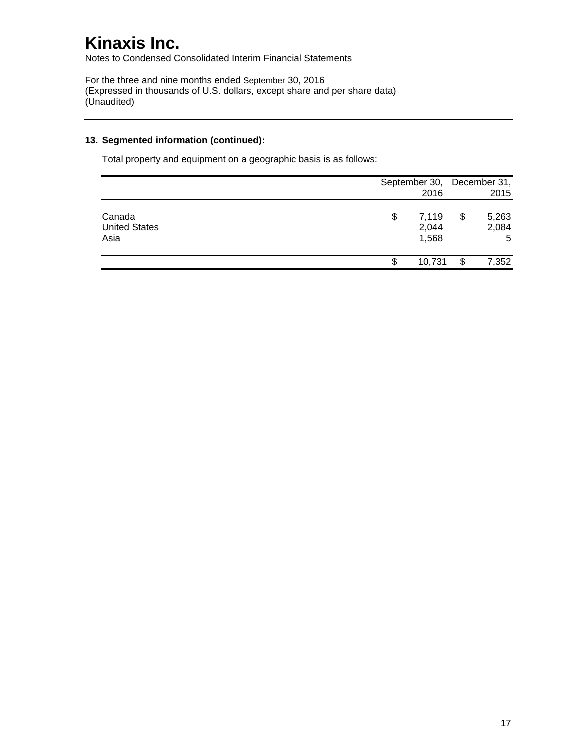# Kinaxis Inc.

Notes to Condensed Consolidated Interim Financial Statements

For the three and nine months ended September 30, 2016
(Expressed in thousands of U.S. dollars, except share and per share data)
(Unaudited)

### 13. Segmented information (continued):

Total property and equipment on a geographic basis is as follows:

| | September 30, 2016 | December 31, 2015 |
|---|---|---|
| Canada | $ 7,119 | $ 5,263 |
| United States | 2,044 | 2,084 |
| Asia | 1,568 | 5 |
| | $ 10,731 | $ 7,352 |